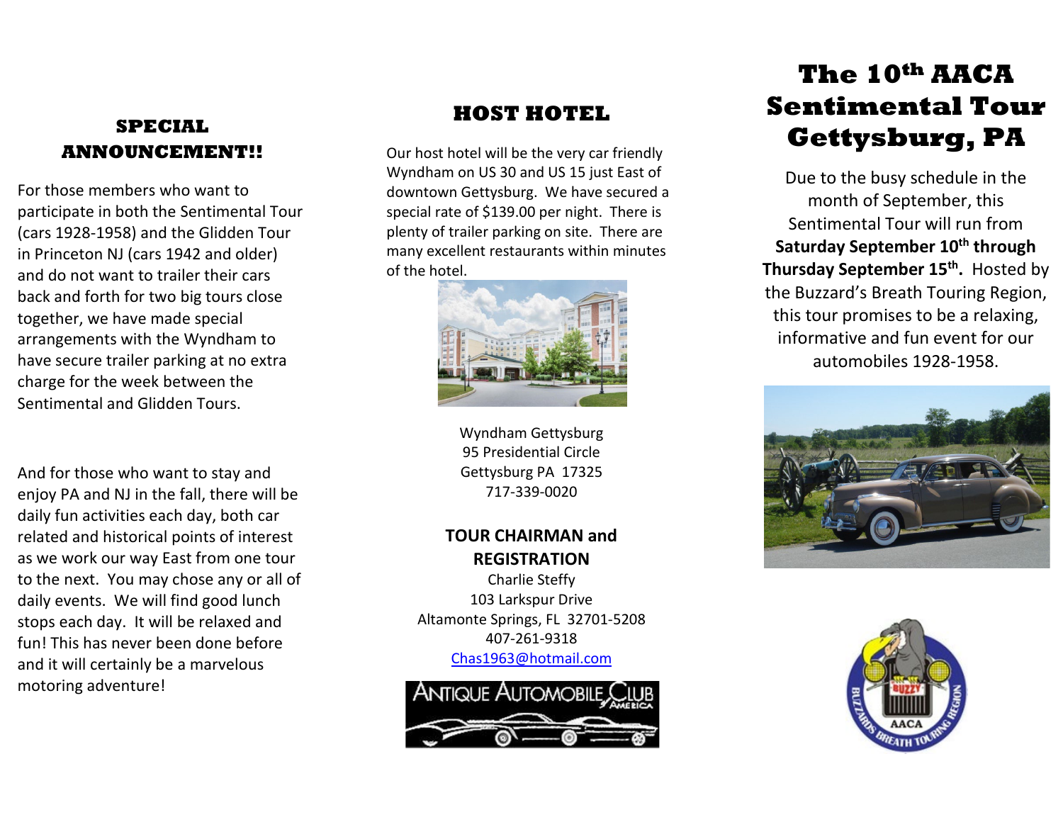## SPECIAL ANNOUNCEMENT!!

For those members who want to participate in both the Sentimental Tour (cars 1928-1958) and the Glidden Tour in Princeton NJ (cars 1942 and older) and do not want to trailer their cars back and forth for two big tours close together, we have made special arrangements with the Wyndham to have secure trailer parking at no extra charge for the week between the Sentimental and Glidden Tours.

And for those who want to stay and enjoy PA and NJ in the fall, there will be daily fun activities each day, both car related and historical points of interest as we work our way East from one tour to the next. You may chose any or all of daily events. We will find good lunch stops each day. It will be relaxed and fun! This has never been done before and it will certainly be a marvelous motoring adventure!

## HOST HOTEL

Our host hotel will be the very car friendly Wyndham on US 30 and US 15 just East of downtown Gettysburg. We have secured a special rate of $139.00 per night. There is plenty of trailer parking on site. There are many excellent restaurants within minutes of the hotel.

Wyndham Gettysburg
95 Presidential Circle
Gettysburg PA 17325
717-339-0020

**TOUR CHAIRMAN and REGISTRATION**

Charlie Steffy
103 Larkspur Drive
Altamonte Springs, FL 32701-5208
407-261-9318
Chas1963@hotmail.com

# The 10th AACA Sentimental Tour Gettysburg, PA

Due to the busy schedule in the month of September, this Sentimental Tour will run from **Saturday September 10th through Thursday September 15th.** Hosted by the Buzzard's Breath Touring Region, this tour promises to be a relaxing, informative and fun event for our automobiles 1928-1958.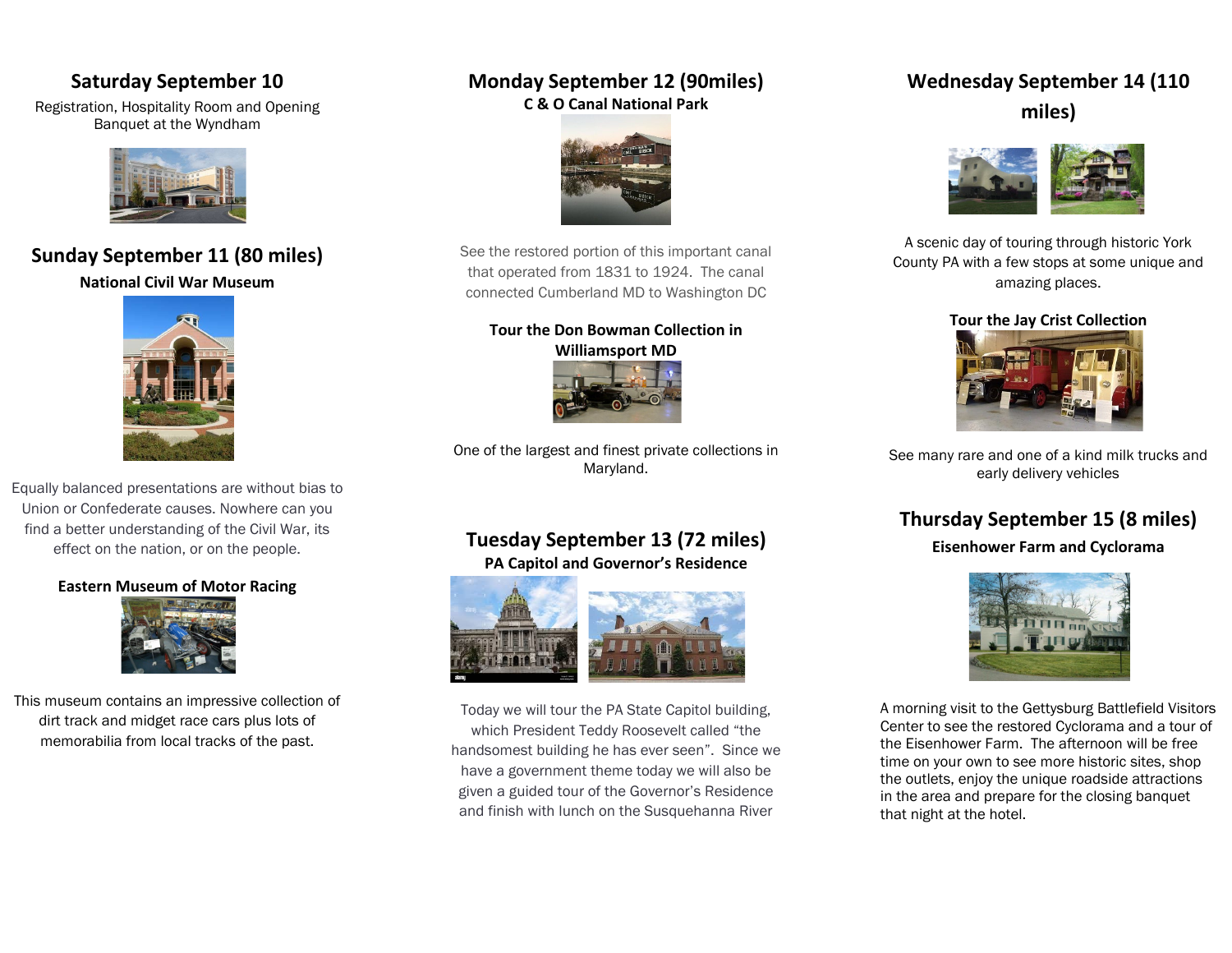## Saturday September 10

Registration, Hospitality Room and Opening Banquet at the Wyndham

## Sunday September 11 (80 miles)

### National Civil War Museum

Equally balanced presentations are without bias to Union or Confederate causes. Nowhere can you find a better understanding of the Civil War, its effect on the nation, or on the people.

### Eastern Museum of Motor Racing

This museum contains an impressive collection of dirt track and midget race cars plus lots of memorabilia from local tracks of the past.

## Monday September 12 (90miles)

### C & O Canal National Park

See the restored portion of this important canal that operated from 1831 to 1924. The canal connected Cumberland MD to Washington DC

### Tour the Don Bowman Collection in Williamsport MD

One of the largest and finest private collections in Maryland.

## Tuesday September 13 (72 miles)

### PA Capitol and Governor's Residence

Today we will tour the PA State Capitol building, which President Teddy Roosevelt called "the handsomest building he has ever seen". Since we have a government theme today we will also be given a guided tour of the Governor's Residence and finish with lunch on the Susquehanna River

## Wednesday September 14 (110 miles)

A scenic day of touring through historic York County PA with a few stops at some unique and amazing places.

### Tour the Jay Crist Collection

See many rare and one of a kind milk trucks and early delivery vehicles

## Thursday September 15 (8 miles)

### Eisenhower Farm and Cyclorama

A morning visit to the Gettysburg Battlefield Visitors Center to see the restored Cyclorama and a tour of the Eisenhower Farm. The afternoon will be free time on your own to see more historic sites, shop the outlets, enjoy the unique roadside attractions in the area and prepare for the closing banquet that night at the hotel.